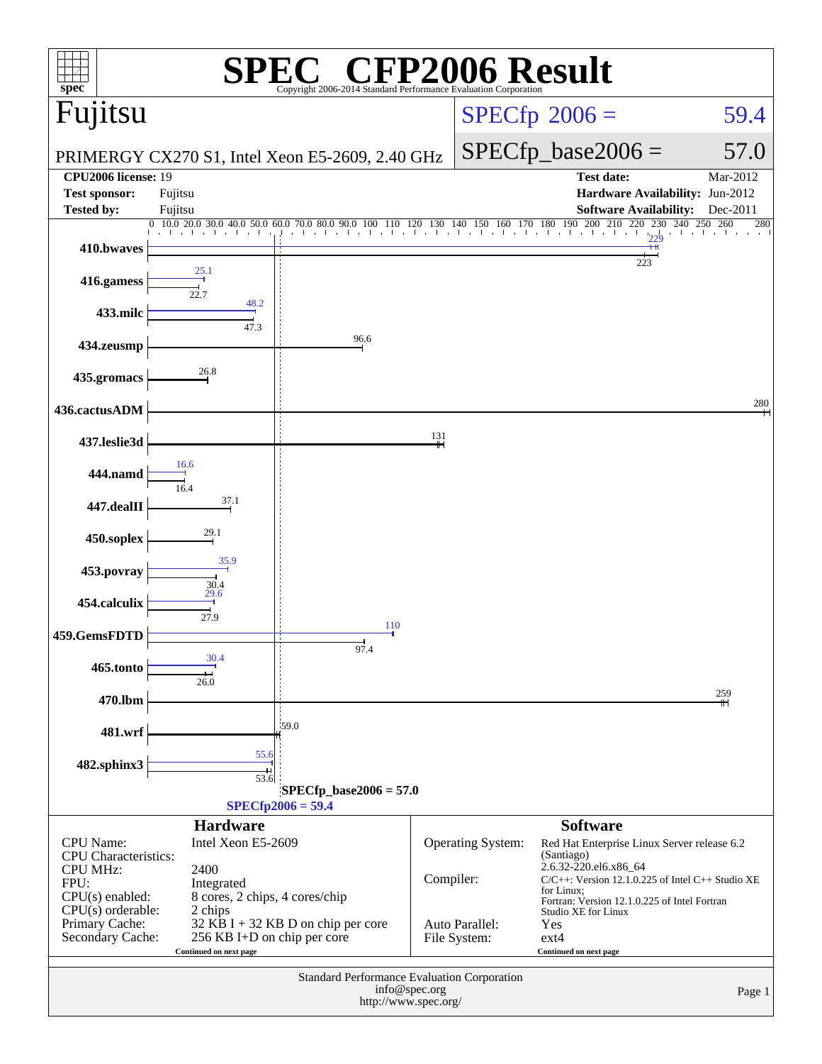# SPEC® CFP2006 Result

Copyright 2006-2014 Standard Performance Evaluation Corporation

## Fujitsu

PRIMERGY CX270 S1, Intel Xeon E5-2609, 2.40 GHz

SPECfp_2006 = 59.4

SPECfp_base2006 = 57.0

| | | | |
|---|---|---|---|
| **CPU2006 license:** | 19 | **Test date:** | Mar-2012 |
| **Test sponsor:** | Fujitsu | **Hardware Availability:** | Jun-2012 |
| **Tested by:** | Fujitsu | **Software Availability:** | Dec-2011 |

| Benchmark | Peak | Base |
|---|---|---|
| 410.bwaves | 229 | 223 |
| 416.gamess | 25.1 | 22.7 |
| 433.milc | 48.2 | 47.3 |
| 434.zeusmp | 96.6 | 96.6 |
| 435.gromacs | 26.8 | 26.8 |
| 436.cactusADM | 280 | 280 |
| 437.leslie3d | 131 | 131 |
| 444.namd | 16.6 | 16.4 |
| 447.dealII | 37.1 | 37.1 |
| 450.soplex | 29.1 | 29.1 |
| 453.povray | 35.9 | 30.4 |
| 454.calculix | 29.6 | 27.9 |
| 459.GemsFDTD | 110 | 97.4 |
| 465.tonto | 30.4 | 26.0 |
| 470.lbm | 259 | 259 |
| 481.wrf | 59.0 | 59.0 |
| 482.sphinx3 | 55.6 | 53.6 |

SPECfp_base2006 = 57.0

SPECfp2006 = 59.4

### Hardware

| | |
|---|---|
| CPU Name: | Intel Xeon E5-2609 |
| CPU Characteristics: | |
| CPU MHz: | 2400 |
| FPU: | Integrated |
| CPU(s) enabled: | 8 cores, 2 chips, 4 cores/chip |
| CPU(s) orderable: | 2 chips |
| Primary Cache: | 32 KB I + 32 KB D on chip per core |
| Secondary Cache: | 256 KB I+D on chip per core |

Continued on next page

### Software

| | |
|---|---|
| Operating System: | Red Hat Enterprise Linux Server release 6.2 (Santiago) 2.6.32-220.el6.x86_64 |
| Compiler: | C/C++: Version 12.1.0.225 of Intel C++ Studio XE for Linux; Fortran: Version 12.1.0.225 of Intel Fortran Studio XE for Linux |
| Auto Parallel: | Yes |
| File System: | ext4 |

Continued on next page

Standard Performance Evaluation Corporation
info@spec.org
http://www.spec.org/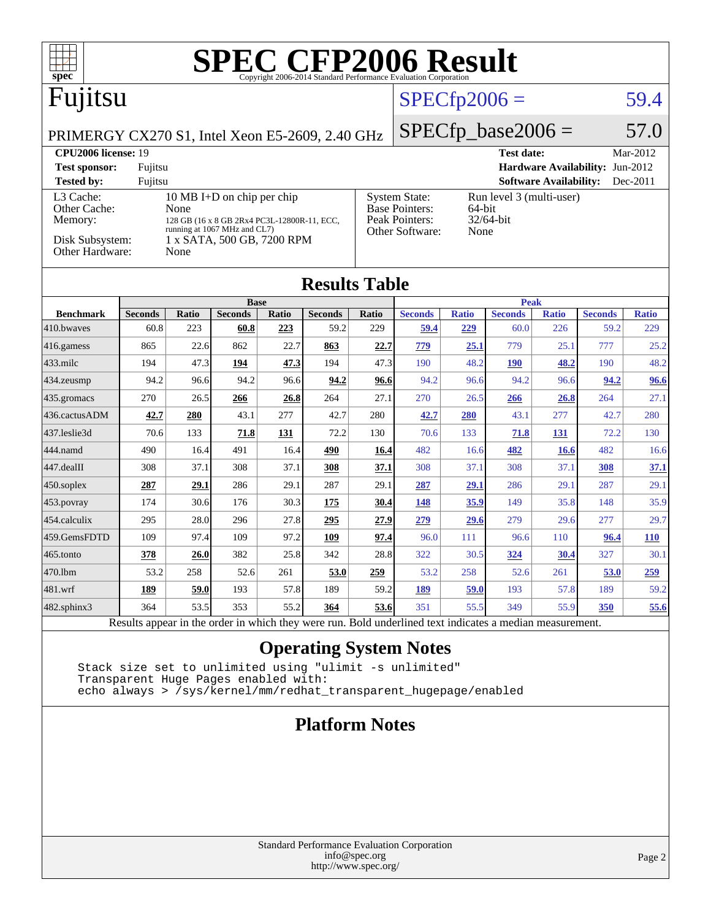# SPEC CFP2006 Result

Copyright 2006-2014 Standard Performance Evaluation Corporation

## Fujitsu

PRIMERGY CX270 S1, Intel Xeon E5-2609, 2.40 GHz

SPECfp2006 = 59.4

SPECfp_base2006 = 57.0

**CPU2006 license:** 19
**Test sponsor:** Fujitsu
**Tested by:** Fujitsu

**Test date:** Mar-2012
**Hardware Availability:** Jun-2012
**Software Availability:** Dec-2011

| | |
|---|---|
| L3 Cache: | 10 MB I+D on chip per chip |
| Other Cache: | None |
| Memory: | 128 GB (16 x 8 GB 2Rx4 PC3L-12800R-11, ECC, running at 1067 MHz and CL7) |
| Disk Subsystem: | 1 x SATA, 500 GB, 7200 RPM |
| Other Hardware: | None |

| | |
|---|---|
| System State: | Run level 3 (multi-user) |
| Base Pointers: | 64-bit |
| Peak Pointers: | 32/64-bit |
| Other Software: | None |

## Results Table

| Benchmark | Base | | | | | | Peak | | | | | |
|---|---|---|---|---|---|---|---|---|---|---|---|---|
| | Seconds | Ratio | Seconds | Ratio | Seconds | Ratio | Seconds | Ratio | Seconds | Ratio | Seconds | Ratio |
| 410.bwaves | 60.8 | 223 | **60.8** | **223** | 59.2 | 229 | **59.4** | **229** | 60.0 | 226 | 59.2 | 229 |
| 416.gamess | 865 | 22.6 | 862 | 22.7 | **863** | **22.7** | **779** | **25.1** | 779 | 25.1 | 777 | 25.2 |
| 433.milc | 194 | 47.3 | **194** | **47.3** | 194 | 47.3 | 190 | 48.2 | **190** | **48.2** | 190 | 48.2 |
| 434.zeusmp | 94.2 | 96.6 | 94.2 | 96.6 | **94.2** | **96.6** | 94.2 | 96.6 | 94.2 | 96.6 | **94.2** | **96.6** |
| 435.gromacs | 270 | 26.5 | **266** | **26.8** | 264 | 27.1 | 270 | 26.5 | **266** | **26.8** | 264 | 27.1 |
| 436.cactusADM | **42.7** | **280** | 43.1 | 277 | 42.7 | 280 | **42.7** | **280** | 43.1 | 277 | 42.7 | 280 |
| 437.leslie3d | 70.6 | 133 | **71.8** | **131** | 72.2 | 130 | 70.6 | 133 | **71.8** | **131** | 72.2 | 130 |
| 444.namd | 490 | 16.4 | 491 | 16.4 | **490** | **16.4** | 482 | 16.6 | **482** | **16.6** | 482 | 16.6 |
| 447.dealII | 308 | 37.1 | 308 | 37.1 | **308** | **37.1** | 308 | 37.1 | 308 | 37.1 | **308** | **37.1** |
| 450.soplex | **287** | **29.1** | 286 | 29.1 | 287 | 29.1 | **287** | **29.1** | 286 | 29.1 | 287 | 29.1 |
| 453.povray | 174 | 30.6 | 176 | 30.3 | **175** | **30.4** | **148** | **35.9** | 149 | 35.8 | 148 | 35.9 |
| 454.calculix | 295 | 28.0 | 296 | 27.8 | **295** | **27.9** | **279** | **29.6** | 279 | 29.6 | 277 | 29.7 |
| 459.GemsFDTD | 109 | 97.4 | 109 | 97.2 | **109** | **97.4** | 96.0 | 111 | 96.6 | 110 | **96.4** | **110** |
| 465.tonto | **378** | **26.0** | 382 | 25.8 | 342 | 28.8 | 322 | 30.5 | **324** | **30.4** | 327 | 30.1 |
| 470.lbm | 53.2 | 258 | 52.6 | 261 | **53.0** | **259** | 53.2 | 258 | 52.6 | 261 | **53.0** | **259** |
| 481.wrf | **189** | **59.0** | 193 | 57.8 | 189 | 59.2 | **189** | **59.0** | 193 | 57.8 | 189 | 59.2 |
| 482.sphinx3 | 364 | 53.5 | 353 | 55.2 | **364** | **53.6** | 351 | 55.5 | 349 | 55.9 | **350** | **55.6** |

Results appear in the order in which they were run. Bold underlined text indicates a median measurement.

## Operating System Notes

```
Stack size set to unlimited using "ulimit -s unlimited"
Transparent Huge Pages enabled with:
echo always > /sys/kernel/mm/redhat_transparent_hugepage/enabled
```

## Platform Notes

Standard Performance Evaluation Corporation
info@spec.org
http://www.spec.org/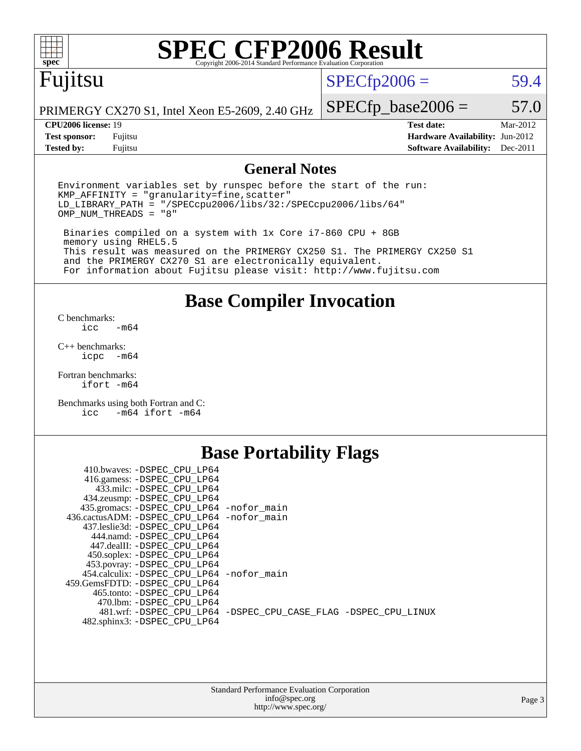# SPEC CFP2006 Result

Copyright 2006-2014 Standard Performance Evaluation Corporation

# Fujitsu

PRIMERGY CX270 S1, Intel Xeon E5-2609, 2.40 GHz

SPECfp2006 = 59.4

SPECfp_base2006 = 57.0

| | | | |
|---|---|---|---|
| **CPU2006 license:** 19 | | **Test date:** | Mar-2012 |
| **Test sponsor:** | Fujitsu | **Hardware Availability:** | Jun-2012 |
| **Tested by:** | Fujitsu | **Software Availability:** | Dec-2011 |

## General Notes

```
Environment variables set by runspec before the start of the run:
KMP_AFFINITY = "granularity=fine,scatter"
LD_LIBRARY_PATH = "/SPECcpu2006/libs/32:/SPECcpu2006/libs/64"
OMP_NUM_THREADS = "8"

 Binaries compiled on a system with 1x Core i7-860 CPU + 8GB
 memory using RHEL5.5
 This result was measured on the PRIMERGY CX250 S1. The PRIMERGY CX250 S1
 and the PRIMERGY CX270 S1 are electronically equivalent.
 For information about Fujitsu please visit: http://www.fujitsu.com
```

## Base Compiler Invocation

C benchmarks:
```
icc   -m64
```

C++ benchmarks:
```
icpc  -m64
```

Fortran benchmarks:
```
ifort -m64
```

Benchmarks using both Fortran and C:
```
icc   -m64 ifort -m64
```

## Base Portability Flags

```
     410.bwaves: -DSPEC_CPU_LP64
     416.gamess: -DSPEC_CPU_LP64
       433.milc: -DSPEC_CPU_LP64
     434.zeusmp: -DSPEC_CPU_LP64
    435.gromacs: -DSPEC_CPU_LP64 -nofor_main
 436.cactusADM: -DSPEC_CPU_LP64 -nofor_main
    437.leslie3d: -DSPEC_CPU_LP64
       444.namd: -DSPEC_CPU_LP64
     447.dealII: -DSPEC_CPU_LP64
     450.soplex: -DSPEC_CPU_LP64
     453.povray: -DSPEC_CPU_LP64
   454.calculix: -DSPEC_CPU_LP64 -nofor_main
  459.GemsFDTD: -DSPEC_CPU_LP64
      465.tonto: -DSPEC_CPU_LP64
        470.lbm: -DSPEC_CPU_LP64
        481.wrf: -DSPEC_CPU_LP64 -DSPEC_CPU_CASE_FLAG -DSPEC_CPU_LINUX
    482.sphinx3: -DSPEC_CPU_LP64
```

Standard Performance Evaluation Corporation
info@spec.org
http://www.spec.org/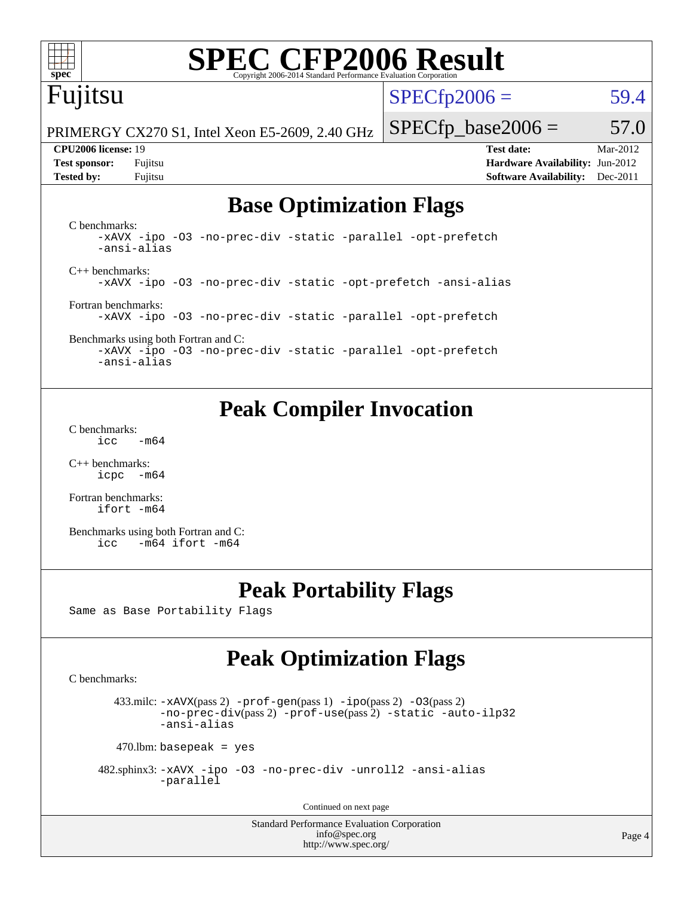# SPEC CFP2006 Result

Copyright 2006-2014 Standard Performance Evaluation Corporation

**Fujitsu**

PRIMERGY CX270 S1, Intel Xeon E5-2609, 2.40 GHz

SPECfp2006 = 59.4

SPECfp_base2006 = 57.0

| | | | |
|---|---|---|---|
| **CPU2006 license:** 19 | | **Test date:** | Mar-2012 |
| **Test sponsor:** | Fujitsu | **Hardware Availability:** | Jun-2012 |
| **Tested by:** | Fujitsu | **Software Availability:** | Dec-2011 |

## Base Optimization Flags

C benchmarks:

```
-xAVX -ipo -O3 -no-prec-div -static -parallel -opt-prefetch
-ansi-alias
```

C++ benchmarks:

```
-xAVX -ipo -O3 -no-prec-div -static -opt-prefetch -ansi-alias
```

Fortran benchmarks:

```
-xAVX -ipo -O3 -no-prec-div -static -parallel -opt-prefetch
```

Benchmarks using both Fortran and C:

```
-xAVX -ipo -O3 -no-prec-div -static -parallel -opt-prefetch
-ansi-alias
```

## Peak Compiler Invocation

C benchmarks:

```
icc   -m64
```

C++ benchmarks:

```
icpc  -m64
```

Fortran benchmarks:

```
ifort -m64
```

Benchmarks using both Fortran and C:

```
icc   -m64 ifort -m64
```

## Peak Portability Flags

Same as Base Portability Flags

## Peak Optimization Flags

C benchmarks:

433.milc: -xAVX(pass 2) -prof-gen(pass 1) -ipo(pass 2) -O3(pass 2) -no-prec-div(pass 2) -prof-use(pass 2) -static -auto-ilp32 -ansi-alias

470.lbm: basepeak = yes

482.sphinx3: -xAVX -ipo -O3 -no-prec-div -unroll2 -ansi-alias -parallel

Continued on next page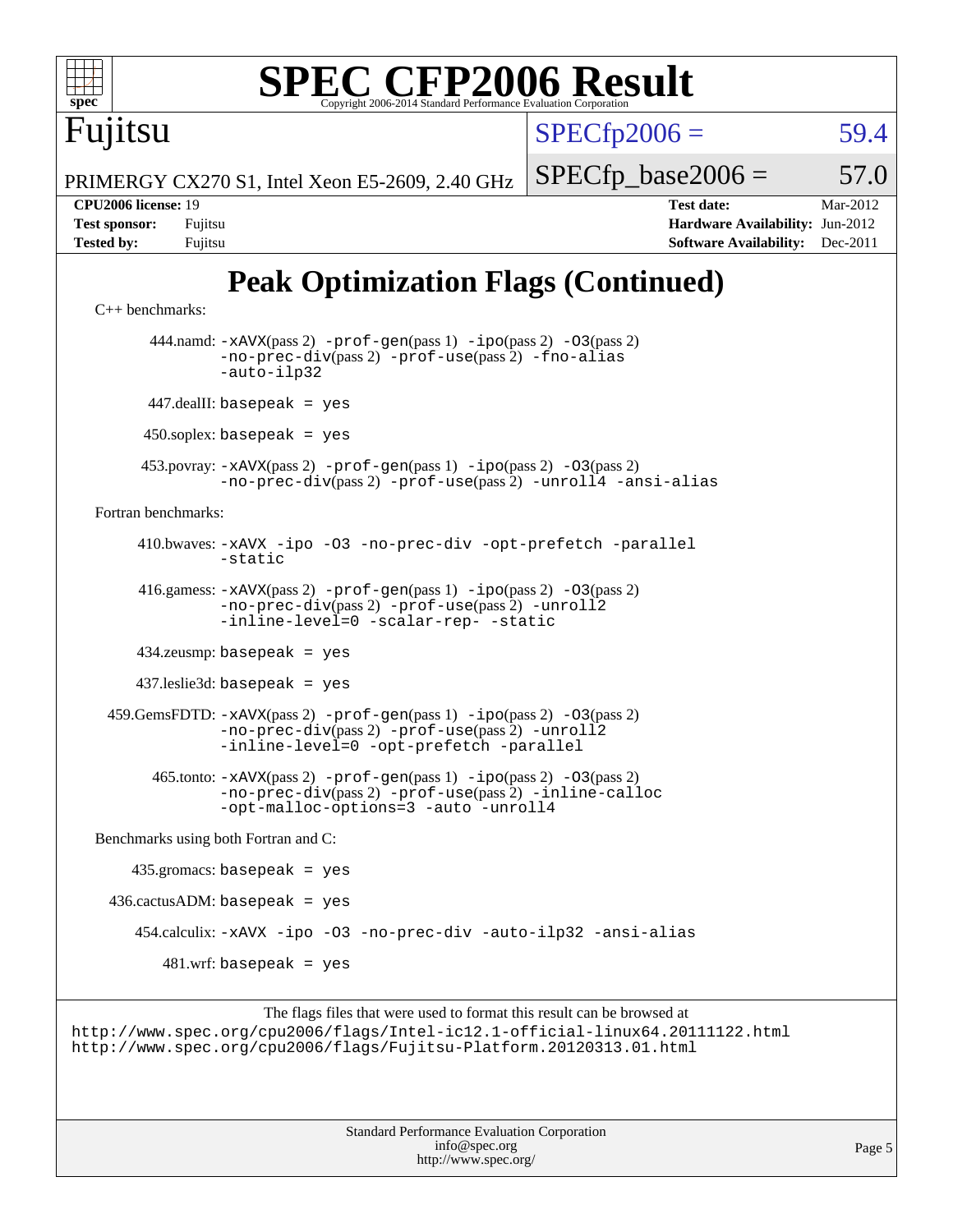# Peak Optimization Flags (Continued)

C++ benchmarks:

444.namd: -xAVX(pass 2) -prof-gen(pass 1) -ipo(pass 2) -O3(pass 2) -no-prec-div(pass 2) -prof-use(pass 2) -fno-alias -auto-ilp32

447.dealII: basepeak = yes

450.soplex: basepeak = yes

453.povray: -xAVX(pass 2) -prof-gen(pass 1) -ipo(pass 2) -O3(pass 2) -no-prec-div(pass 2) -prof-use(pass 2) -unroll4 -ansi-alias

Fortran benchmarks:

410.bwaves: -xAVX -ipo -O3 -no-prec-div -opt-prefetch -parallel -static

416.gamess: -xAVX(pass 2) -prof-gen(pass 1) -ipo(pass 2) -O3(pass 2) -no-prec-div(pass 2) -prof-use(pass 2) -unroll2 -inline-level=0 -scalar-rep- -static

434.zeusmp: basepeak = yes

437.leslie3d: basepeak = yes

459.GemsFDTD: -xAVX(pass 2) -prof-gen(pass 1) -ipo(pass 2) -O3(pass 2) -no-prec-div(pass 2) -prof-use(pass 2) -unroll2 -inline-level=0 -opt-prefetch -parallel

465.tonto: -xAVX(pass 2) -prof-gen(pass 1) -ipo(pass 2) -O3(pass 2) -no-prec-div(pass 2) -prof-use(pass 2) -inline-calloc -opt-malloc-options=3 -auto -unroll4

Benchmarks using both Fortran and C:

435.gromacs: basepeak = yes

436.cactusADM: basepeak = yes

454.calculix: -xAVX -ipo -O3 -no-prec-div -auto-ilp32 -ansi-alias

481.wrf: basepeak = yes

The flags files that were used to format this result can be browsed at
http://www.spec.org/cpu2006/flags/Intel-ic12.1-official-linux64.20111122.html
http://www.spec.org/cpu2006/flags/Fujitsu-Platform.20120313.01.html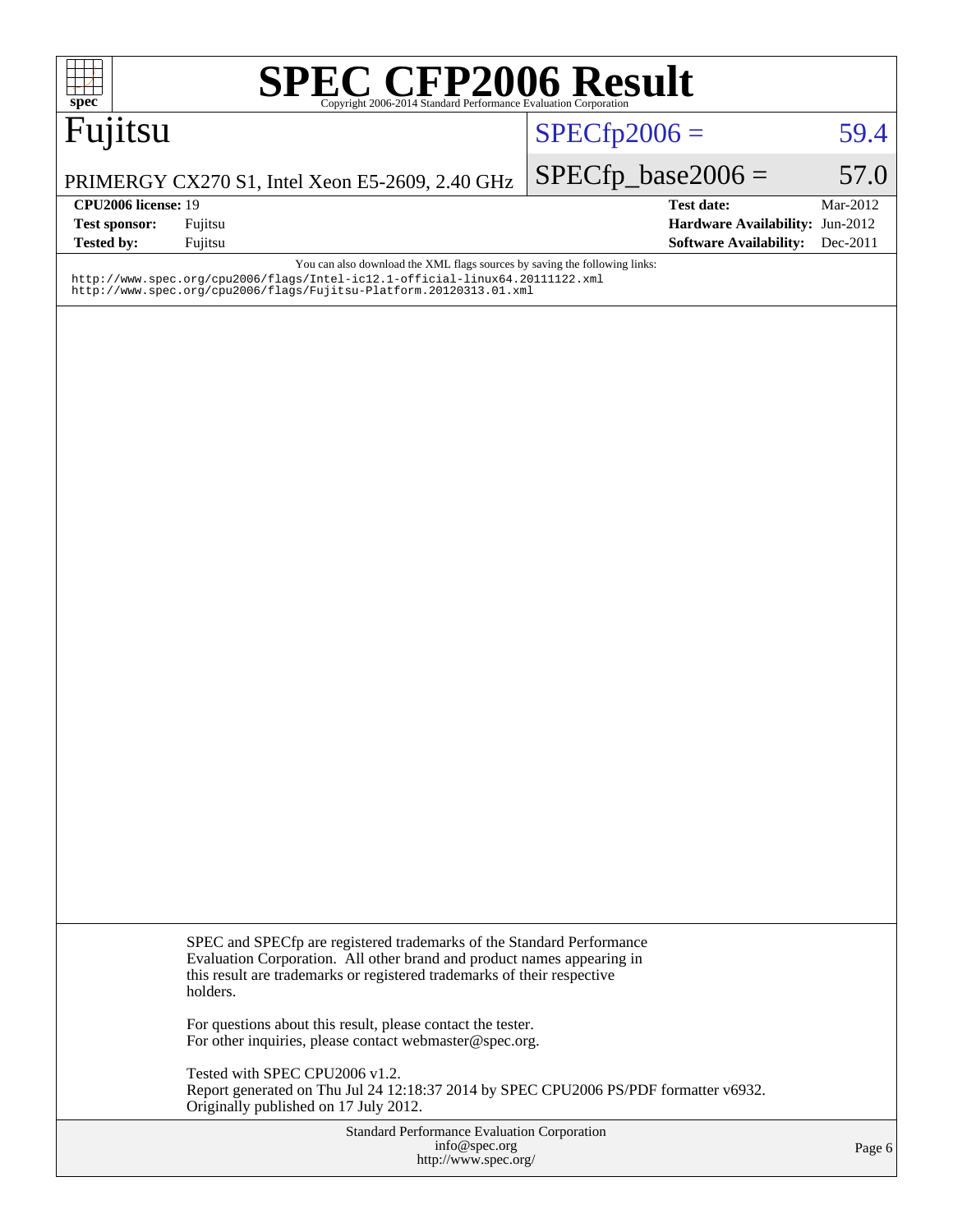# SPEC CFP2006 Result

Copyright 2006-2014 Standard Performance Evaluation Corporation

**Fujitsu**

PRIMERGY CX270 S1, Intel Xeon E5-2609, 2.40 GHz

SPECfp2006 = 59.4

SPECfp_base2006 = 57.0

| | | | |
|---|---|---|---|
| **CPU2006 license:** | 19 | **Test date:** | Mar-2012 |
| **Test sponsor:** | Fujitsu | **Hardware Availability:** | Jun-2012 |
| **Tested by:** | Fujitsu | **Software Availability:** | Dec-2011 |

You can also download the XML flags sources by saving the following links:

```
http://www.spec.org/cpu2006/flags/Intel-ic12.1-official-linux64.20111122.xml
http://www.spec.org/cpu2006/flags/Fujitsu-Platform.20120313.01.xml
```

SPEC and SPECfp are registered trademarks of the Standard Performance Evaluation Corporation. All other brand and product names appearing in this result are trademarks or registered trademarks of their respective holders.

For questions about this result, please contact the tester.
For other inquiries, please contact webmaster@spec.org.

Tested with SPEC CPU2006 v1.2.
Report generated on Thu Jul 24 12:18:37 2014 by SPEC CPU2006 PS/PDF formatter v6932.
Originally published on 17 July 2012.

Standard Performance Evaluation Corporation
info@spec.org
http://www.spec.org/